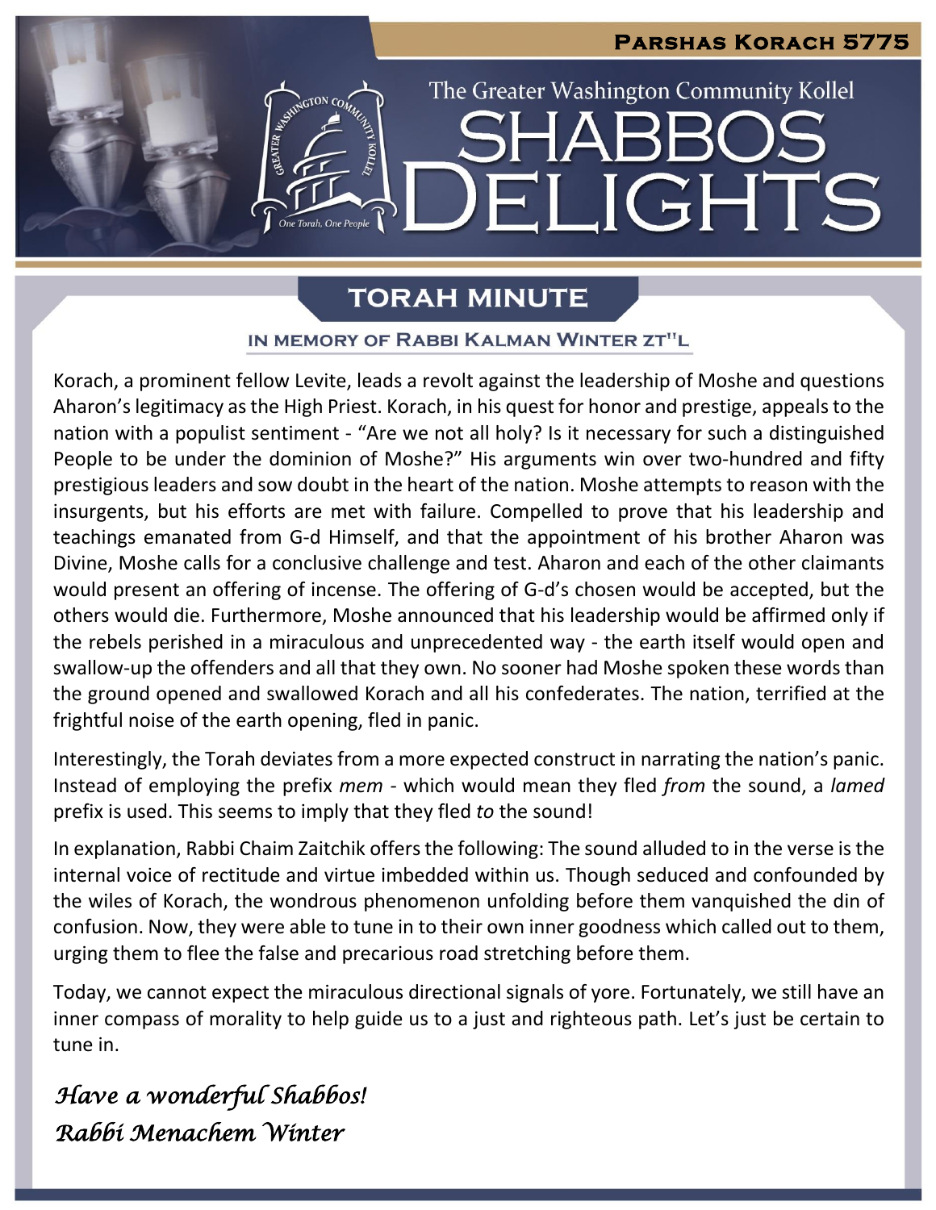**Parshas Korach 5775**

The Greater Washington Community Kollel

# SHABBOS DELIGHTS

## TORAH MINUTE

### IN MEMORY OF RABBI KALMAN WINTER ZT"L

Korach, a prominent fellow Levite, leads a revolt against the leadership of Moshe and questions Aharon's legitimacy as the High Priest. Korach, in his quest for honor and prestige, appeals to the nation with a populist sentiment - "Are we not all holy? Is it necessary for such a distinguished People to be under the dominion of Moshe?" His arguments win over two-hundred and fifty prestigious leaders and sow doubt in the heart of the nation. Moshe attempts to reason with the insurgents, but his efforts are met with failure. Compelled to prove that his leadership and teachings emanated from G-d Himself, and that the appointment of his brother Aharon was Divine, Moshe calls for a conclusive challenge and test. Aharon and each of the other claimants would present an offering of incense. The offering of G-d's chosen would be accepted, but the others would die. Furthermore, Moshe announced that his leadership would be affirmed only if the rebels perished in a miraculous and unprecedented way - the earth itself would open and swallow-up the offenders and all that they own. No sooner had Moshe spoken these words than the ground opened and swallowed Korach and all his confederates. The nation, terrified at the frightful noise of the earth opening, fled in panic.

Interestingly, the Torah deviates from a more expected construct in narrating the nation's panic. Instead of employing the prefix *mem* - which would mean they fled *from* the sound, a *lamed* prefix is used. This seems to imply that they fled *to* the sound!

In explanation, Rabbi Chaim Zaitchik offers the following: The sound alluded to in the verse is the internal voice of rectitude and virtue imbedded within us. Though seduced and confounded by the wiles of Korach, the wondrous phenomenon unfolding before them vanquished the din of confusion. Now, they were able to tune in to their own inner goodness which called out to them, urging them to flee the false and precarious road stretching before them.

Today, we cannot expect the miraculous directional signals of yore. Fortunately, we still have an inner compass of morality to help guide us to a just and righteous path. Let's just be certain to tune in.

*Have a wonderful Shabbos!*
*Rabbi Menachem Winter*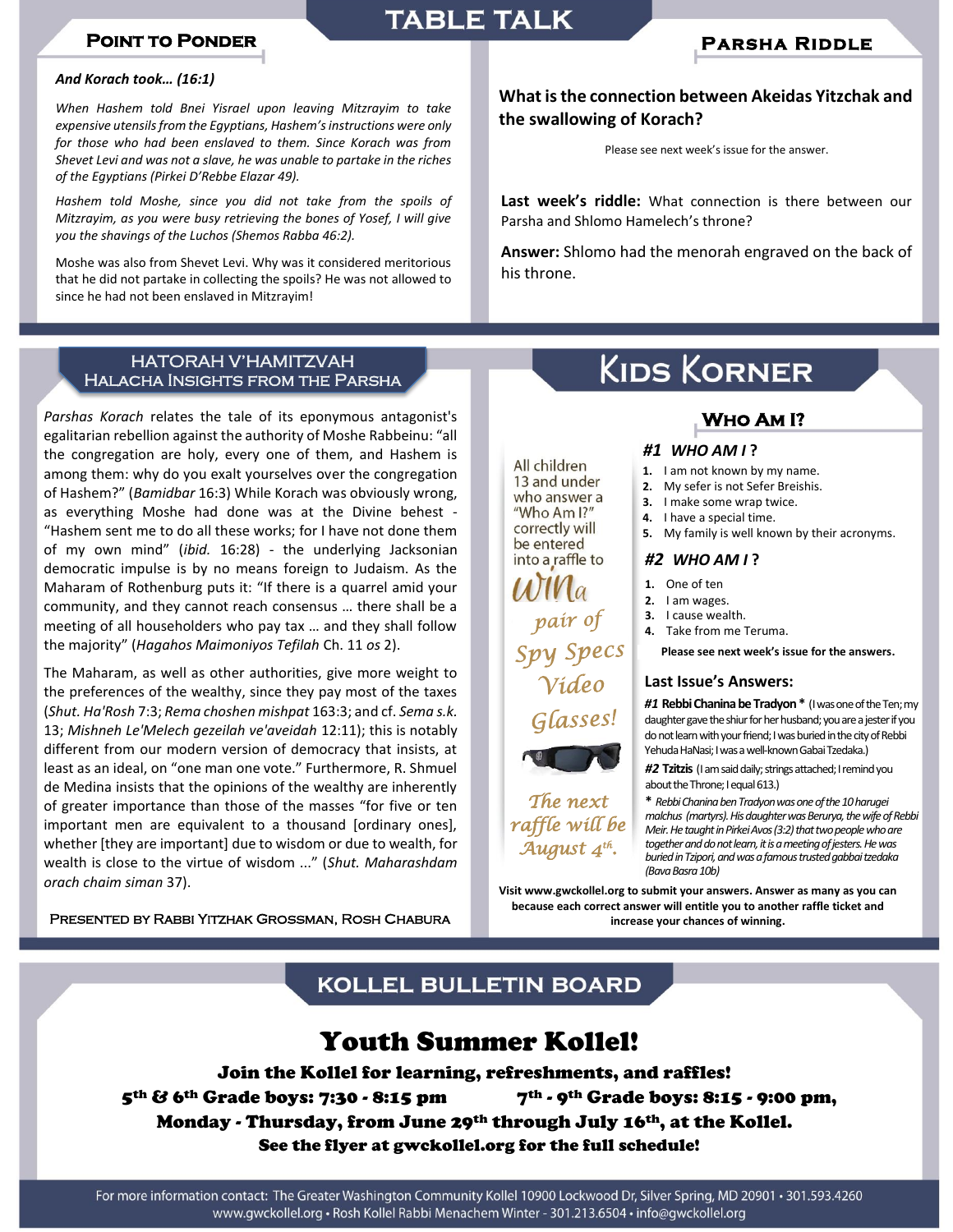# TABLE TALK

## Point to Ponder

***And Korach took… (16:1)***

*When Hashem told Bnei Yisrael upon leaving Mitzrayim to take expensive utensils from the Egyptians, Hashem's instructions were only for those who had been enslaved to them. Since Korach was from Shevet Levi and was not a slave, he was unable to partake in the riches of the Egyptians (Pirkei D'Rebbe Elazar 49).*

*Hashem told Moshe, since you did not take from the spoils of Mitzrayim, as you were busy retrieving the bones of Yosef, I will give you the shavings of the Luchos (Shemos Rabba 46:2).*

Moshe was also from Shevet Levi. Why was it considered meritorious that he did not partake in collecting the spoils? He was not allowed to since he had not been enslaved in Mitzrayim!

## Parsha Riddle

**What is the connection between Akeidas Yitzchak and the swallowing of Korach?**

Please see next week's issue for the answer.

**Last week's riddle:** What connection is there between our Parsha and Shlomo Hamelech's throne?

**Answer:** Shlomo had the menorah engraved on the back of his throne.

## HaTorah V'HaMitzvah
## Halacha Insights from the Parsha

*Parshas Korach* relates the tale of its eponymous antagonist's egalitarian rebellion against the authority of Moshe Rabbeinu: "all the congregation are holy, every one of them, and Hashem is among them: why do you exalt yourselves over the congregation of Hashem?" (*Bamidbar* 16:3) While Korach was obviously wrong, as everything Moshe had done was at the Divine behest - "Hashem sent me to do all these works; for I have not done them of my own mind" (*ibid.* 16:28) - the underlying Jacksonian democratic impulse is by no means foreign to Judaism. As the Maharam of Rothenburg puts it: "If there is a quarrel amid your community, and they cannot reach consensus … there shall be a meeting of all householders who pay tax … and they shall follow the majority" (*Hagahos Maimoniyos Tefilah* Ch. 11 *os* 2).

The Maharam, as well as other authorities, give more weight to the preferences of the wealthy, since they pay most of the taxes (*Shut. Ha'Rosh* 7:3; *Rema choshen mishpat* 163:3; and cf. *Sema s.k.* 13; *Mishneh Le'Melech gezeilah ve'aveidah* 12:11); this is notably different from our modern version of democracy that insists, at least as an ideal, on "one man one vote." Furthermore, R. Shmuel de Medina insists that the opinions of the wealthy are inherently of greater importance than those of the masses "for five or ten important men are equivalent to a thousand [ordinary ones], whether [they are important] due to wisdom or due to wealth, for wealth is close to the virtue of wisdom ..." (*Shut. Maharashdam orach chaim siman* 37).

Presented by Rabbi Yitzhak Grossman, Rosh Chabura

## Kids Korner

### Who Am I?

All children 13 and under who answer a "Who Am I?" correctly will be entered into a raffle to *Win a pair of Spy Specs Video Glasses!*

*The next raffle will be August 4th.*

***#1 WHO AM I?***

1. I am not known by my name.
2. My sefer is not Sefer Breishis.
3. I make some wrap twice.
4. I have a special time.
5. My family is well known by their acronyms.

***#2 WHO AM I?***

1. One of ten
2. I am wages.
3. I cause wealth.
4. Take from me Teruma.

**Please see next week's issue for the answers.**

**Last Issue's Answers:**

***#1* Rebbi Chanina be Tradyon \*** (I was one of the Ten; my daughter gave the shiur for her husband; you are a jester if you do not learn with your friend; I was buried in the city of Rebbi Yehuda HaNasi; I was a well-known Gabai Tzedaka.)

***#2* Tzitzis** (I am said daily; strings attached; I remind you about the Throne; I equal 613.)

**\*** *Rebbi Chanina ben Tradyon was one of the 10 harugei malchus (martyrs). His daughter was Berurya, the wife of Rebbi Meir. He taught in Pirkei Avos (3:2) that two people who are together and do not learn, it is a meeting of jesters. He was buried in Tzipori, and was a famous trusted gabbai tzedaka (Bava Basra 10b)*

**Visit www.gwckollel.org to submit your answers. Answer as many as you can because each correct answer will entitle you to another raffle ticket and increase your chances of winning.**

## Kollel Bulletin Board

# Youth Summer Kollel!

**Join the Kollel for learning, refreshments, and raffles!**

**5th & 6th Grade boys: 7:30 - 8:15 pm — 7th - 9th Grade boys: 8:15 - 9:00 pm,**

**Monday - Thursday, from June 29th through July 16th, at the Kollel.**

**See the flyer at gwckollel.org for the full schedule!**

For more information contact: The Greater Washington Community Kollel 10900 Lockwood Dr, Silver Spring, MD 20901 • 301.593.4260
www.gwckollel.org • Rosh Kollel Rabbi Menachem Winter - 301.213.6504 • info@gwckollel.org